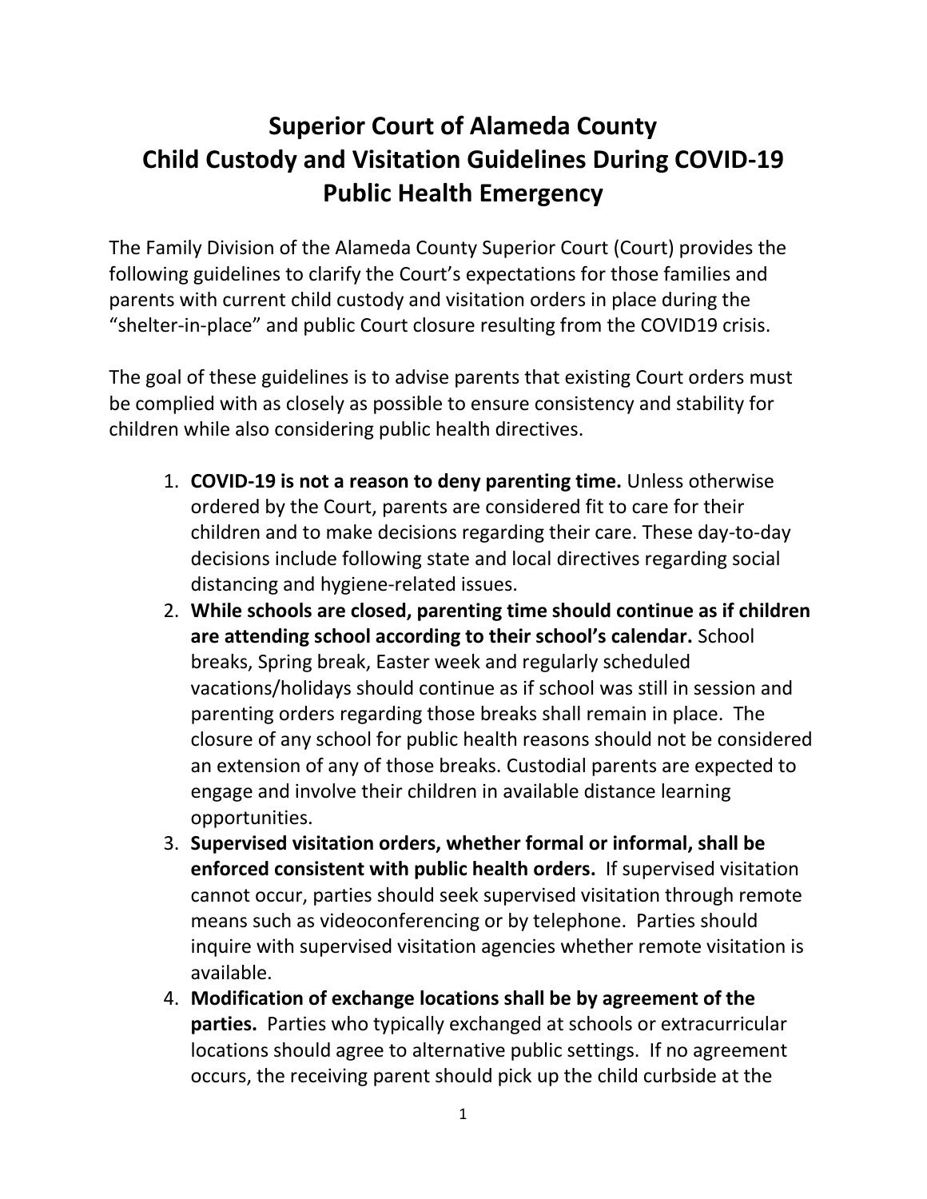# Superior Court of Alameda County
# Child Custody and Visitation Guidelines During COVID-19 Public Health Emergency

The Family Division of the Alameda County Superior Court (Court) provides the following guidelines to clarify the Court's expectations for those families and parents with current child custody and visitation orders in place during the "shelter-in-place" and public Court closure resulting from the COVID19 crisis.

The goal of these guidelines is to advise parents that existing Court orders must be complied with as closely as possible to ensure consistency and stability for children while also considering public health directives.

1. **COVID-19 is not a reason to deny parenting time.** Unless otherwise ordered by the Court, parents are considered fit to care for their children and to make decisions regarding their care. These day-to-day decisions include following state and local directives regarding social distancing and hygiene-related issues.
2. **While schools are closed, parenting time should continue as if children are attending school according to their school's calendar.** School breaks, Spring break, Easter week and regularly scheduled vacations/holidays should continue as if school was still in session and parenting orders regarding those breaks shall remain in place. The closure of any school for public health reasons should not be considered an extension of any of those breaks. Custodial parents are expected to engage and involve their children in available distance learning opportunities.
3. **Supervised visitation orders, whether formal or informal, shall be enforced consistent with public health orders.** If supervised visitation cannot occur, parties should seek supervised visitation through remote means such as videoconferencing or by telephone. Parties should inquire with supervised visitation agencies whether remote visitation is available.
4. **Modification of exchange locations shall be by agreement of the parties.** Parties who typically exchanged at schools or extracurricular locations should agree to alternative public settings. If no agreement occurs, the receiving parent should pick up the child curbside at the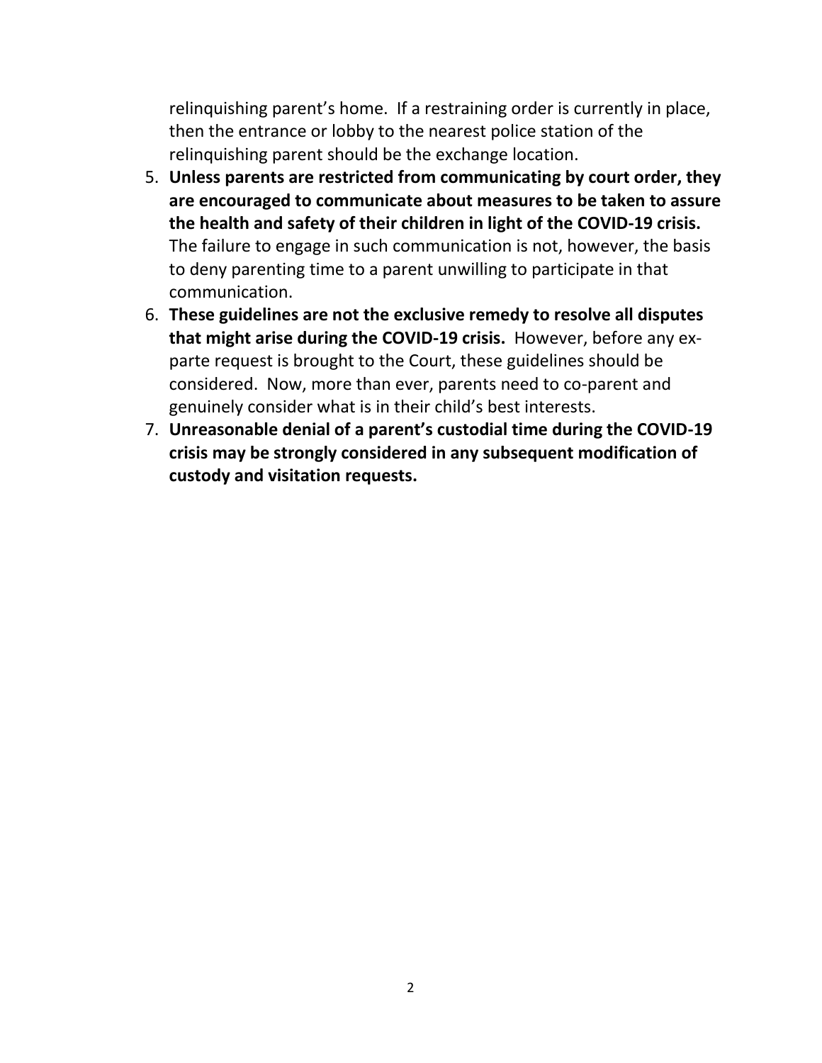relinquishing parent's home. If a restraining order is currently in place, then the entrance or lobby to the nearest police station of the relinquishing parent should be the exchange location.

5. **Unless parents are restricted from communicating by court order, they are encouraged to communicate about measures to be taken to assure the health and safety of their children in light of the COVID-19 crisis.** The failure to engage in such communication is not, however, the basis to deny parenting time to a parent unwilling to participate in that communication.
6. **These guidelines are not the exclusive remedy to resolve all disputes that might arise during the COVID-19 crisis.** However, before any ex-parte request is brought to the Court, these guidelines should be considered. Now, more than ever, parents need to co-parent and genuinely consider what is in their child's best interests.
7. **Unreasonable denial of a parent's custodial time during the COVID-19 crisis may be strongly considered in any subsequent modification of custody and visitation requests.**